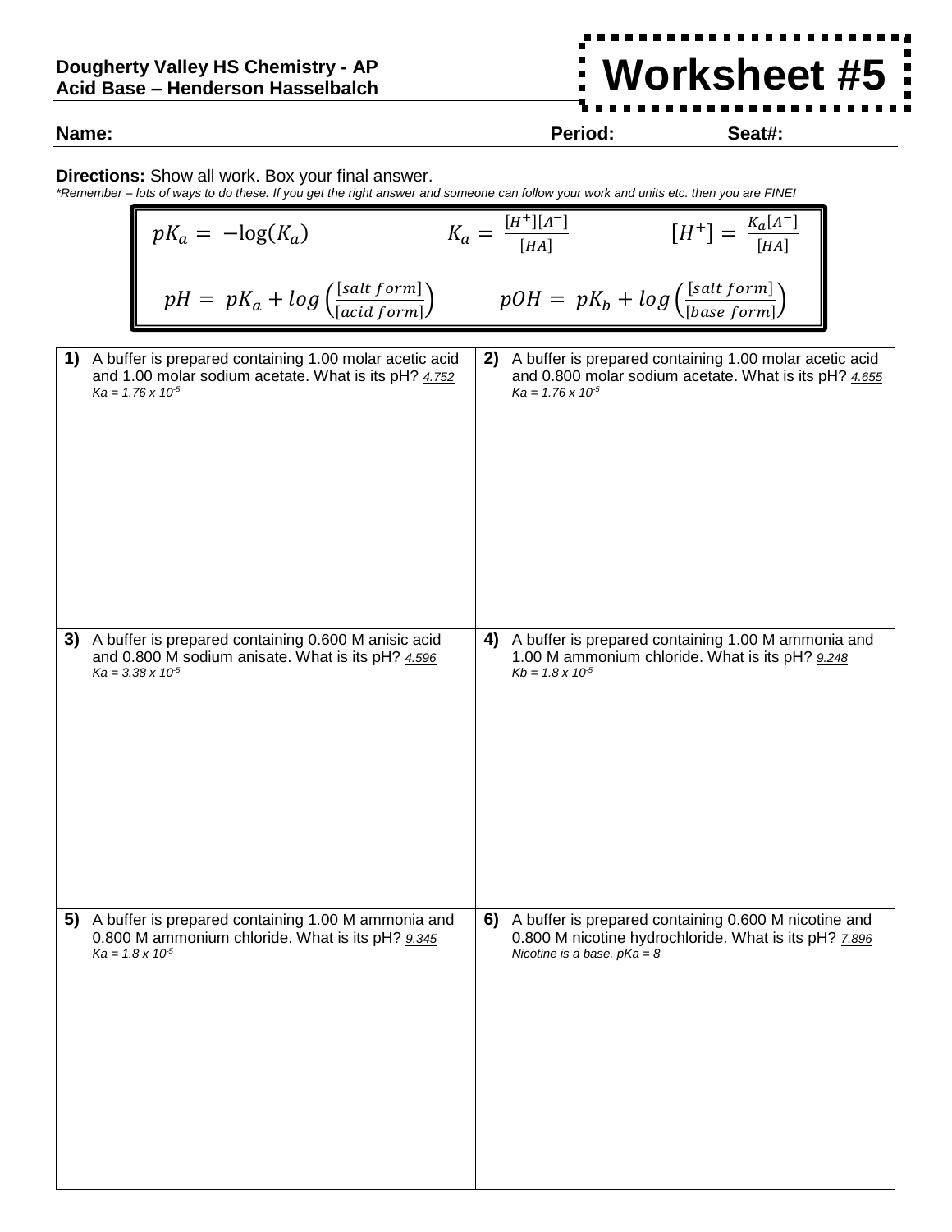**Dougherty Valley HS Chemistry - AP**
**Acid Base – Henderson Hasselbalch**

# Worksheet #5

**Name:** **Period:** **Seat#:**

**Directions:** Show all work. Box your final answer.
*\*Remember – lots of ways to do these. If you get the right answer and someone can follow your work and units etc. then you are FINE!*

$$pK_a = -\log(K_a) \qquad K_a = \frac{[H^+][A^-]}{[HA]} \qquad [H^+] = \frac{K_a[A^-]}{[HA]}$$

$$pH = pK_a + log\left(\frac{[salt\ form]}{[acid\ form]}\right) \qquad pOH = pK_b + log\left(\frac{[salt\ form]}{[base\ form]}\right)$$

| | |
|---|---|
| **1)** A buffer is prepared containing 1.00 molar acetic acid and 1.00 molar sodium acetate. What is its pH? *4.752* *$Ka = 1.76 \times 10^{-5}$* | **2)** A buffer is prepared containing 1.00 molar acetic acid and 0.800 molar sodium acetate. What is its pH? *4.655* *$Ka = 1.76 \times 10^{-5}$* |
| **3)** A buffer is prepared containing 0.600 M anisic acid and 0.800 M sodium anisate. What is its pH? *4.596* *$Ka = 3.38 \times 10^{-5}$* | **4)** A buffer is prepared containing 1.00 M ammonia and 1.00 M ammonium chloride. What is its pH? *9.248* *$Kb = 1.8 \times 10^{-5}$* |
| **5)** A buffer is prepared containing 1.00 M ammonia and 0.800 M ammonium chloride. What is its pH? *9.345* *$Ka = 1.8 \times 10^{-5}$* | **6)** A buffer is prepared containing 0.600 M nicotine and 0.800 M nicotine hydrochloride. What is its pH? *7.896* *Nicotine is a base. pKa = 8* |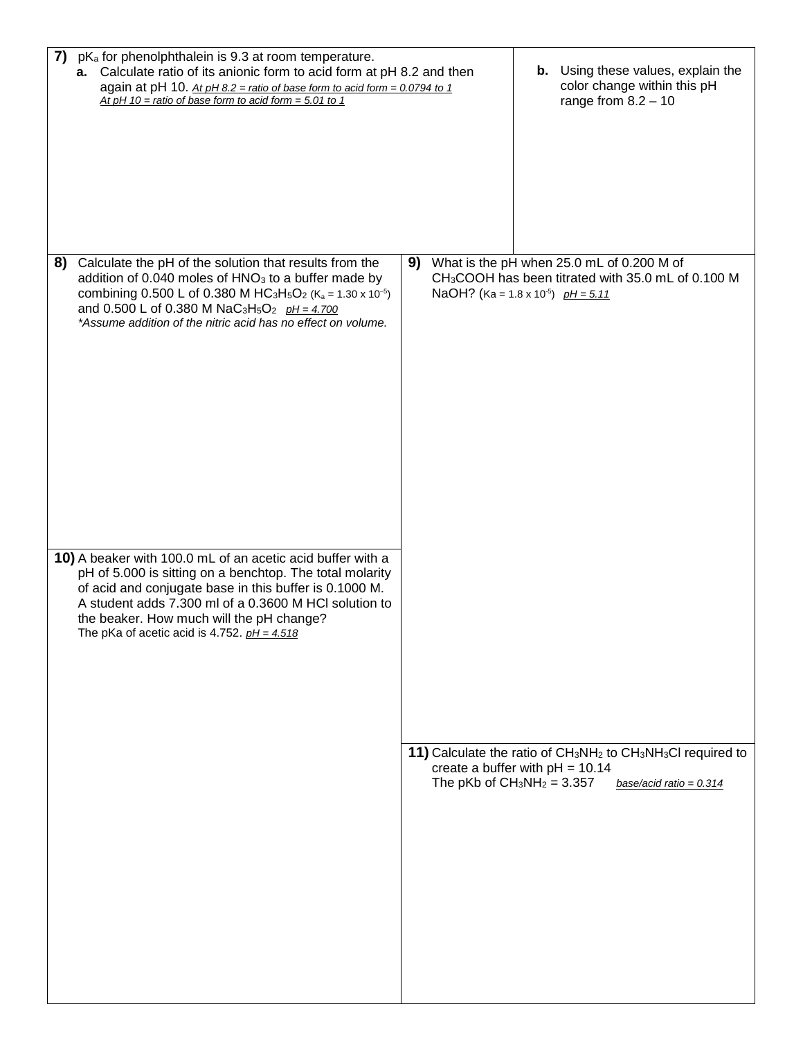**7)** $pK_a$ for phenolphthalein is 9.3 at room temperature.

**a.** Calculate ratio of its anionic form to acid form at pH 8.2 and then again at pH 10. *At pH 8.2 = ratio of base form to acid form = 0.0794 to 1*
*At pH 10 = ratio of base form to acid form = 5.01 to 1*

**b.** Using these values, explain the color change within this pH range from 8.2 – 10

**8)** Calculate the pH of the solution that results from the addition of 0.040 moles of $HNO_3$ to a buffer made by combining 0.500 L of 0.380 M $HC_3H_5O_2$ ($K_a = 1.30 \times 10^{-5}$) and 0.500 L of 0.380 M $NaC_3H_5O_2$ *pH = 4.700*
*\*Assume addition of the nitric acid has no effect on volume.*

**9)** What is the pH when 25.0 mL of 0.200 M of $CH_3COOH$ has been titrated with 35.0 mL of 0.100 M NaOH? ($Ka = 1.8 \times 10^{-5}$) *pH = 5.11*

**10)** A beaker with 100.0 mL of an acetic acid buffer with a pH of 5.000 is sitting on a benchtop. The total molarity of acid and conjugate base in this buffer is 0.1000 M. A student adds 7.300 ml of a 0.3600 M HCl solution to the beaker. How much will the pH change?
The pKa of acetic acid is 4.752. *pH = 4.518*

**11)** Calculate the ratio of $CH_3NH_2$ to $CH_3NH_3Cl$ required to create a buffer with pH = 10.14
The pKb of $CH_3NH_2$ = 3.357 *base/acid ratio = 0.314*